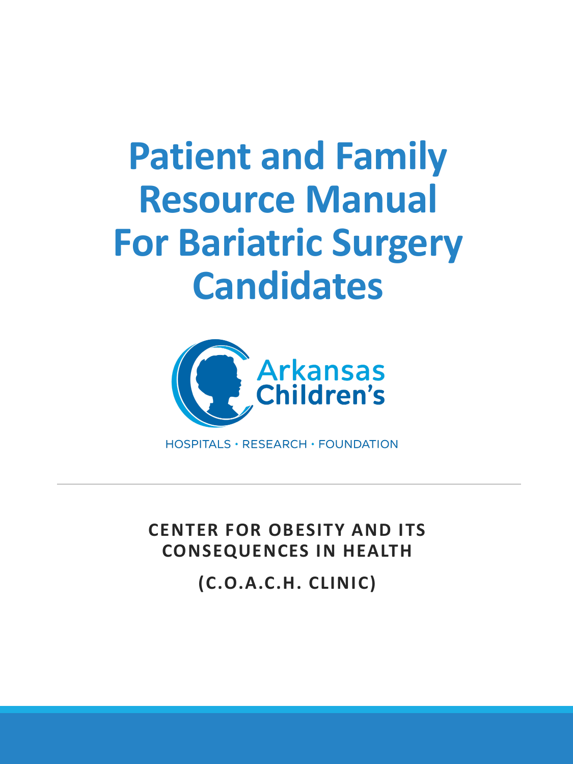# Patient and Family Resource Manual For Bariatric Surgery Candidates

Arkansas Children's

HOSPITALS • RESEARCH • FOUNDATION

---

**CENTER FOR OBESITY AND ITS CONSEQUENCES IN HEALTH**

**(C.O.A.C.H. CLINIC)**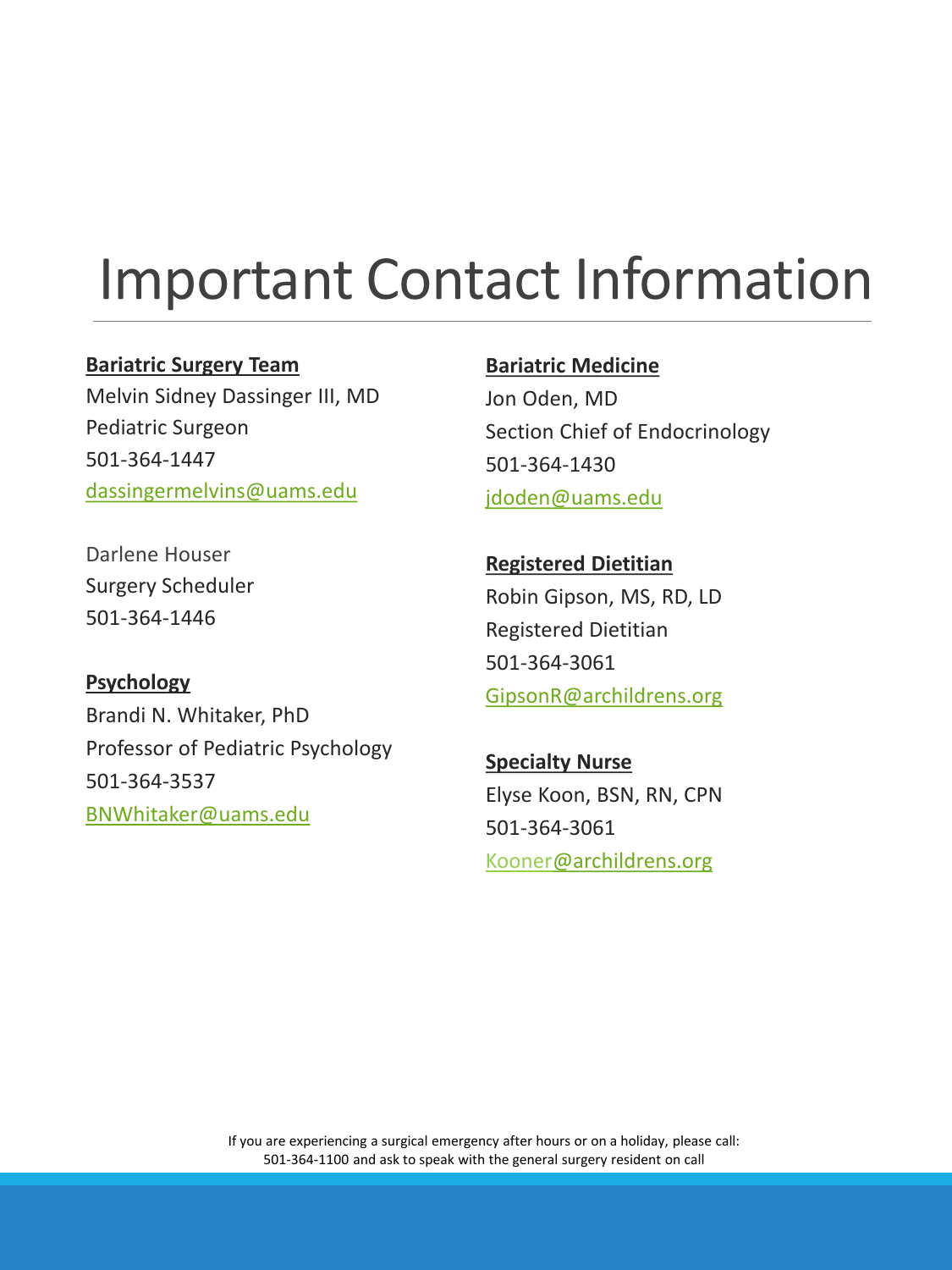# Important Contact Information

**Bariatric Surgery Team**
Melvin Sidney Dassinger III, MD
Pediatric Surgeon
501-364-1447
dassingermelvins@uams.edu

Darlene Houser
Surgery Scheduler
501-364-1446

**Psychology**
Brandi N. Whitaker, PhD
Professor of Pediatric Psychology
501-364-3537
BNWhitaker@uams.edu

**Bariatric Medicine**
Jon Oden, MD
Section Chief of Endocrinology
501-364-1430
jdoden@uams.edu

**Registered Dietitian**
Robin Gipson, MS, RD, LD
Registered Dietitian
501-364-3061
GipsonR@archildrens.org

**Specialty Nurse**
Elyse Koon, BSN, RN, CPN
501-364-3061
Kooner@archildrens.org

If you are experiencing a surgical emergency after hours or on a holiday, please call:
501-364-1100 and ask to speak with the general surgery resident on call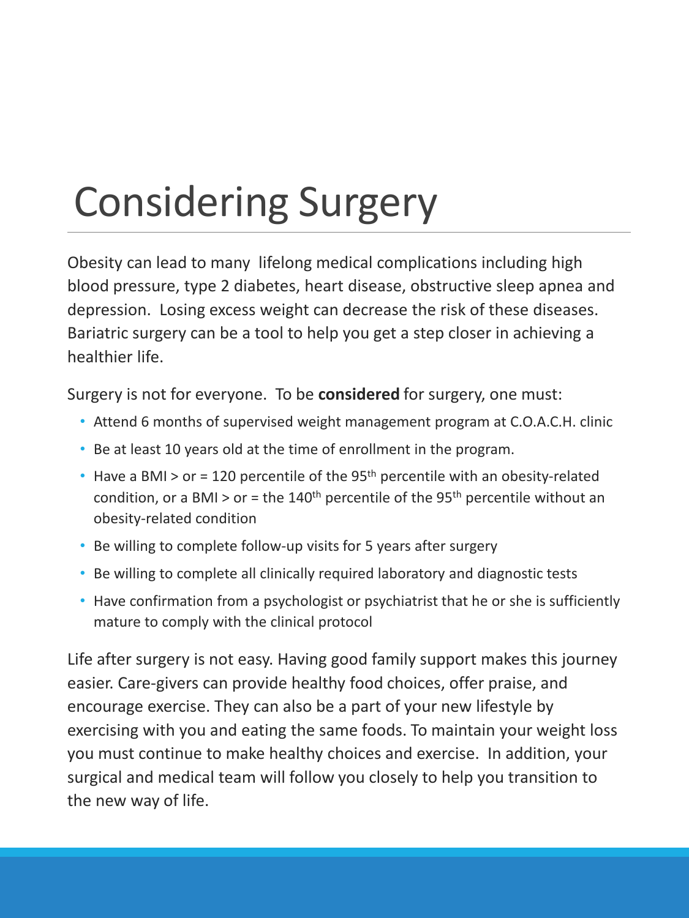# Considering Surgery

Obesity can lead to many lifelong medical complications including high blood pressure, type 2 diabetes, heart disease, obstructive sleep apnea and depression. Losing excess weight can decrease the risk of these diseases. Bariatric surgery can be a tool to help you get a step closer in achieving a healthier life.

Surgery is not for everyone. To be **considered** for surgery, one must:

- Attend 6 months of supervised weight management program at C.O.A.C.H. clinic
- Be at least 10 years old at the time of enrollment in the program.
- Have a BMI > or = 120 percentile of the 95$^{th}$ percentile with an obesity-related condition, or a BMI > or = the 140$^{th}$ percentile of the 95$^{th}$ percentile without an obesity-related condition
- Be willing to complete follow-up visits for 5 years after surgery
- Be willing to complete all clinically required laboratory and diagnostic tests
- Have confirmation from a psychologist or psychiatrist that he or she is sufficiently mature to comply with the clinical protocol

Life after surgery is not easy. Having good family support makes this journey easier. Care-givers can provide healthy food choices, offer praise, and encourage exercise. They can also be a part of your new lifestyle by exercising with you and eating the same foods. To maintain your weight loss you must continue to make healthy choices and exercise. In addition, your surgical and medical team will follow you closely to help you transition to the new way of life.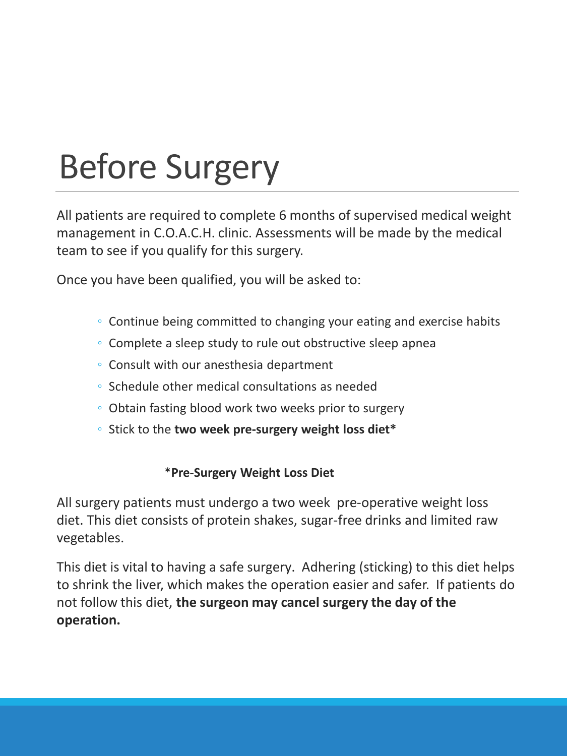# Before Surgery

All patients are required to complete 6 months of supervised medical weight management in C.O.A.C.H. clinic. Assessments will be made by the medical team to see if you qualify for this surgery.

Once you have been qualified, you will be asked to:

- Continue being committed to changing your eating and exercise habits
- Complete a sleep study to rule out obstructive sleep apnea
- Consult with our anesthesia department
- Schedule other medical consultations as needed
- Obtain fasting blood work two weeks prior to surgery
- Stick to the **two week pre-surgery weight loss diet***

*__Pre-Surgery Weight Loss Diet__

All surgery patients must undergo a two week pre-operative weight loss diet. This diet consists of protein shakes, sugar-free drinks and limited raw vegetables.

This diet is vital to having a safe surgery. Adhering (sticking) to this diet helps to shrink the liver, which makes the operation easier and safer. If patients do not follow this diet, **the surgeon may cancel surgery the day of the operation.**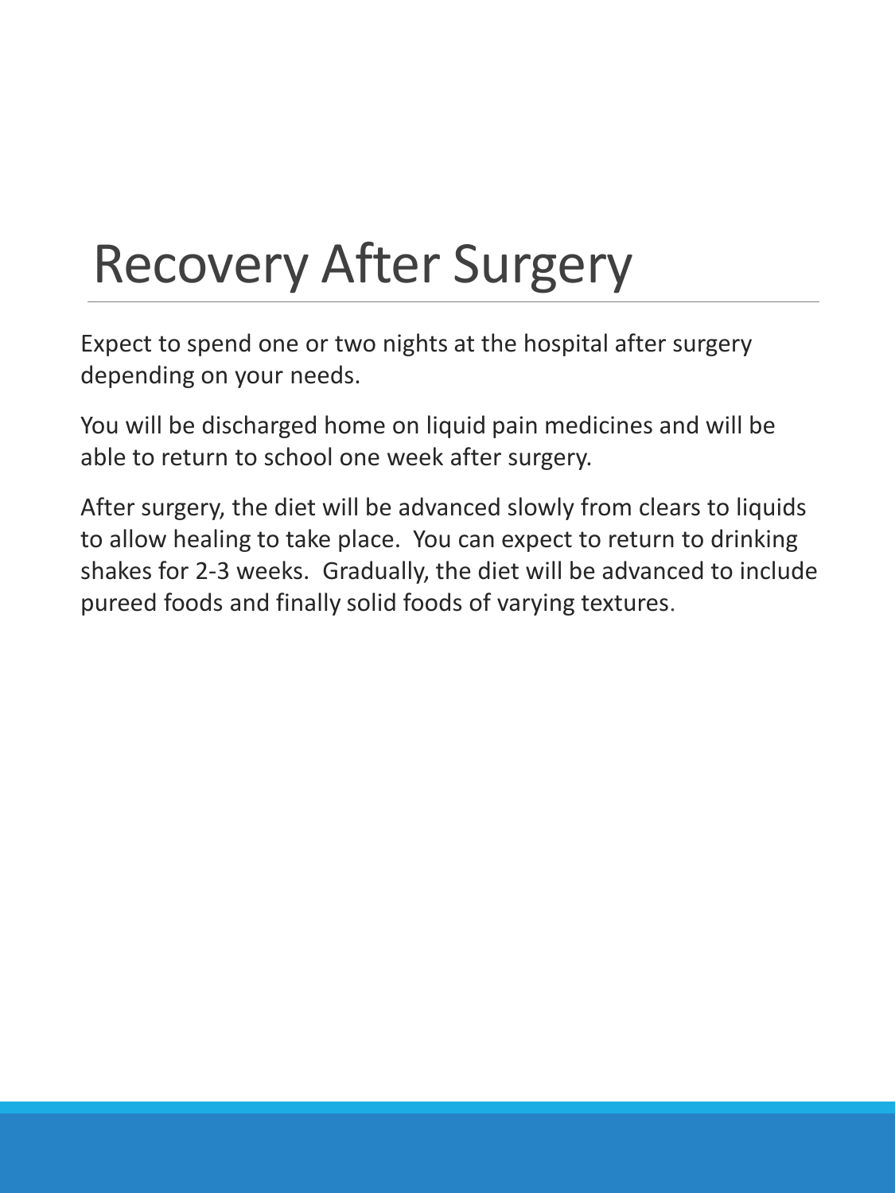# Recovery After Surgery

Expect to spend one or two nights at the hospital after surgery depending on your needs.

You will be discharged home on liquid pain medicines and will be able to return to school one week after surgery.

After surgery, the diet will be advanced slowly from clears to liquids to allow healing to take place. You can expect to return to drinking shakes for 2-3 weeks. Gradually, the diet will be advanced to include pureed foods and finally solid foods of varying textures.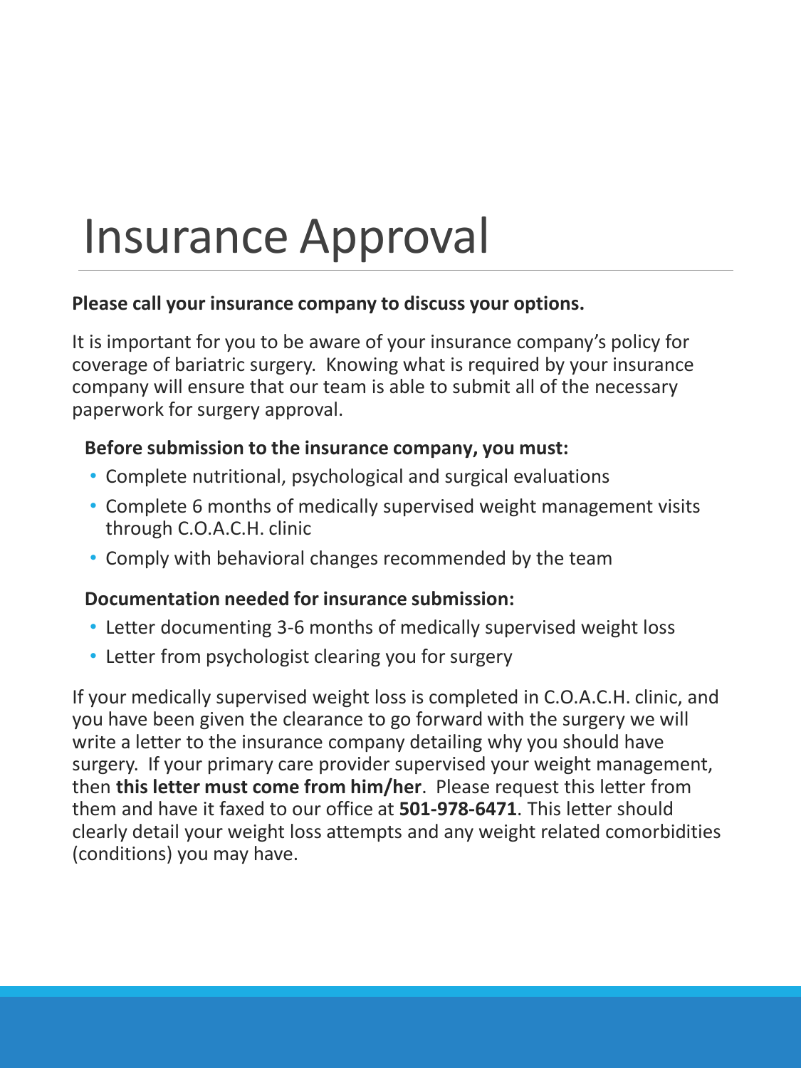# Insurance Approval

**Please call your insurance company to discuss your options.**

It is important for you to be aware of your insurance company's policy for coverage of bariatric surgery. Knowing what is required by your insurance company will ensure that our team is able to submit all of the necessary paperwork for surgery approval.

**Before submission to the insurance company, you must:**

- Complete nutritional, psychological and surgical evaluations
- Complete 6 months of medically supervised weight management visits through C.O.A.C.H. clinic
- Comply with behavioral changes recommended by the team

**Documentation needed for insurance submission:**

- Letter documenting 3-6 months of medically supervised weight loss
- Letter from psychologist clearing you for surgery

If your medically supervised weight loss is completed in C.O.A.C.H. clinic, and you have been given the clearance to go forward with the surgery we will write a letter to the insurance company detailing why you should have surgery. If your primary care provider supervised your weight management, then **this letter must come from him/her**. Please request this letter from them and have it faxed to our office at **501-978-6471**. This letter should clearly detail your weight loss attempts and any weight related comorbidities (conditions) you may have.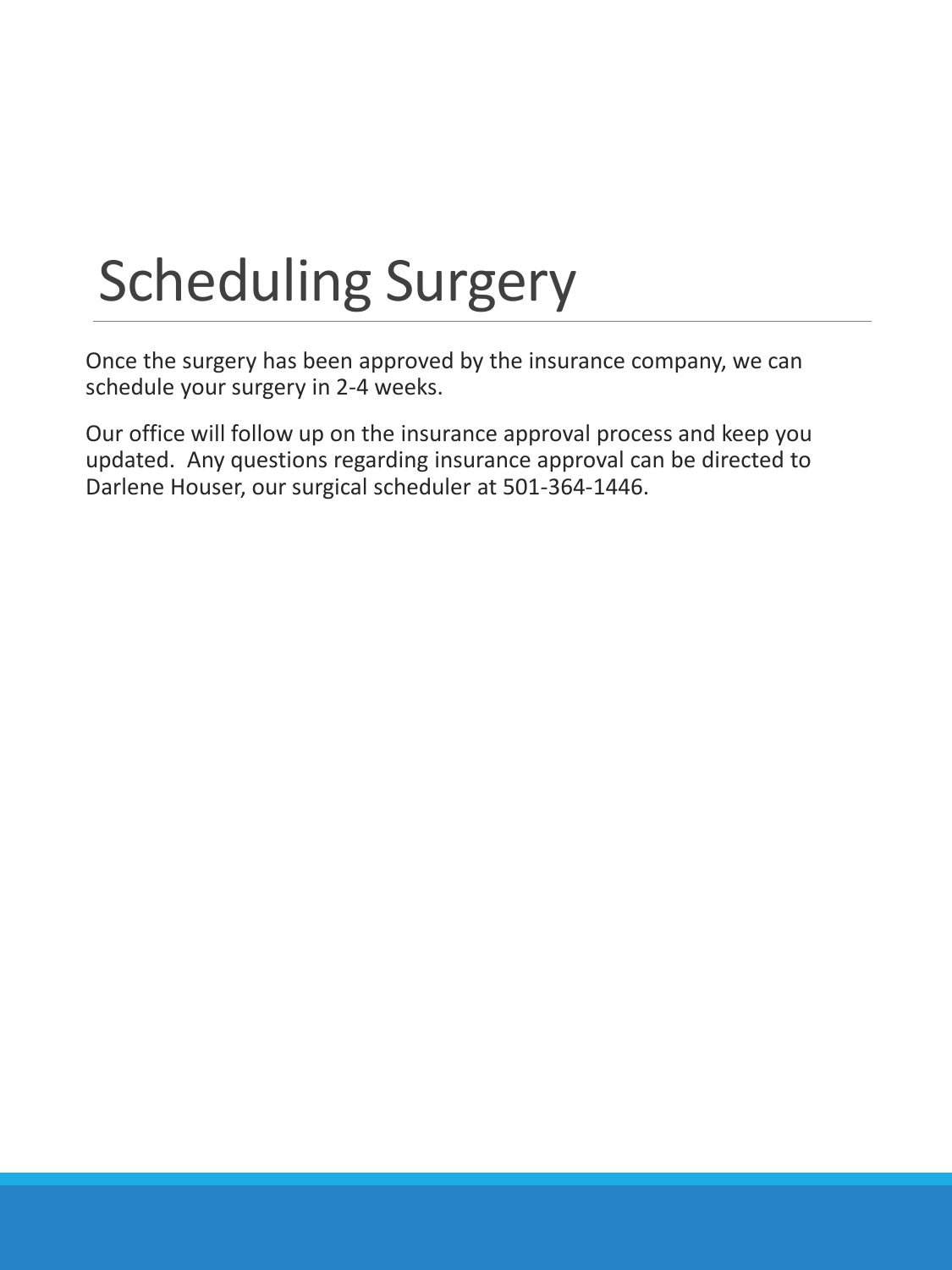# Scheduling Surgery

Once the surgery has been approved by the insurance company, we can schedule your surgery in 2-4 weeks.

Our office will follow up on the insurance approval process and keep you updated. Any questions regarding insurance approval can be directed to Darlene Houser, our surgical scheduler at 501-364-1446.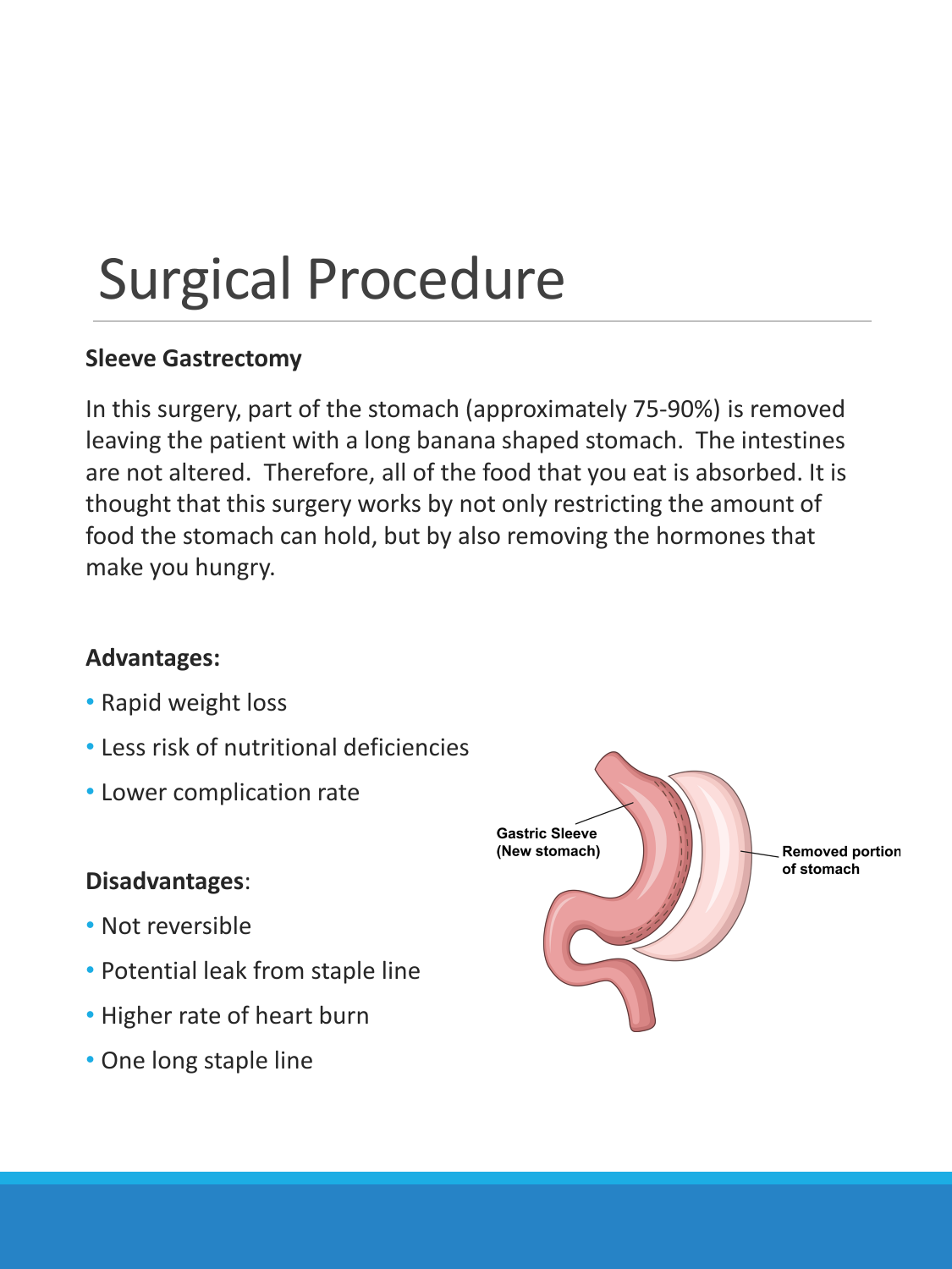# Surgical Procedure

**Sleeve Gastrectomy**

In this surgery, part of the stomach (approximately 75-90%) is removed leaving the patient with a long banana shaped stomach. The intestines are not altered. Therefore, all of the food that you eat is absorbed. It is thought that this surgery works by not only restricting the amount of food the stomach can hold, but by also removing the hormones that make you hungry.

**Advantages:**

- Rapid weight loss
- Less risk of nutritional deficiencies
- Lower complication rate

**Disadvantages**:

- Not reversible
- Potential leak from staple line
- Higher rate of heart burn
- One long staple line

Gastric Sleeve (New stomach)

Removed portion of stomach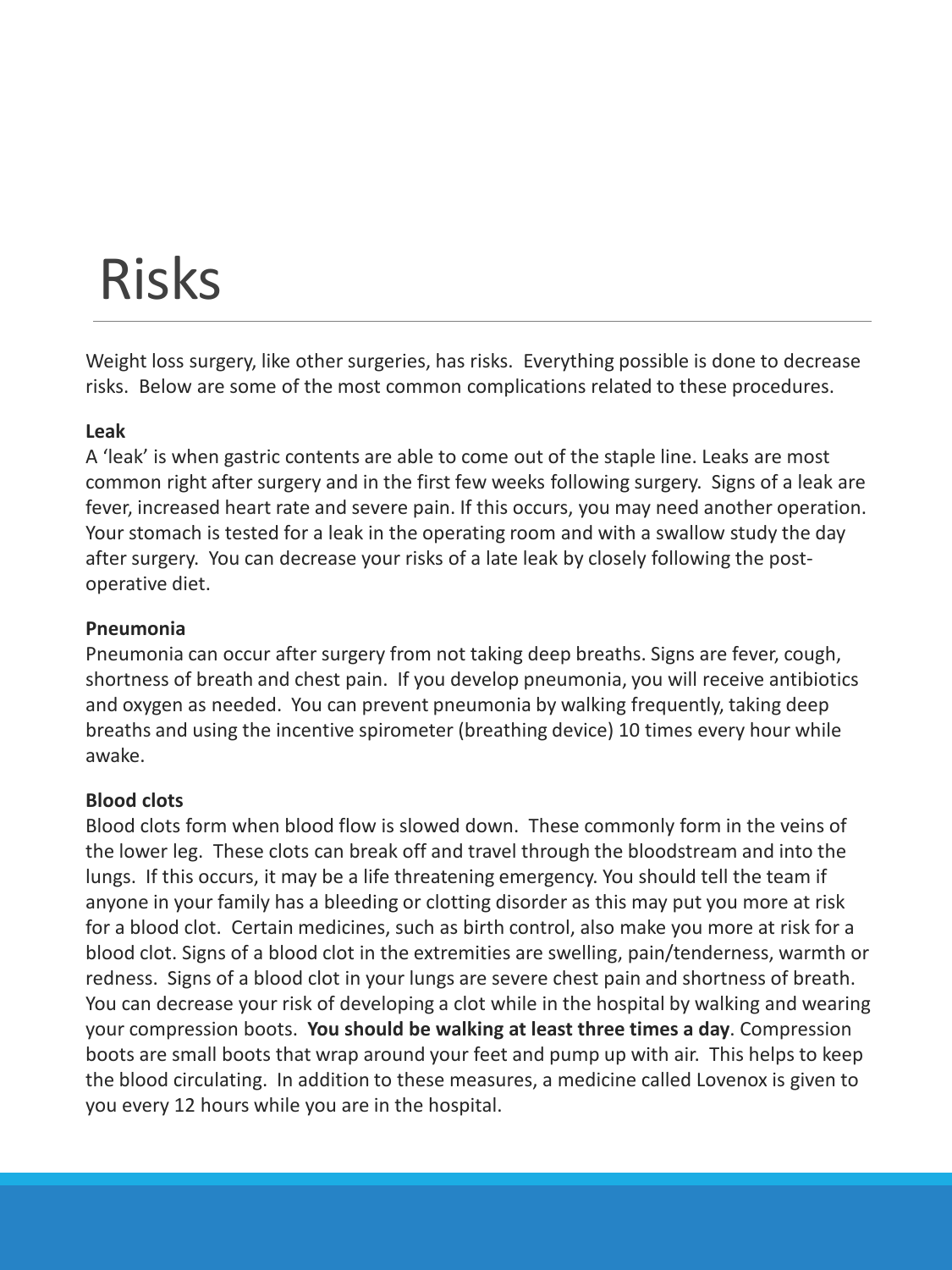# Risks

Weight loss surgery, like other surgeries, has risks. Everything possible is done to decrease risks. Below are some of the most common complications related to these procedures.

**Leak**

A 'leak' is when gastric contents are able to come out of the staple line. Leaks are most common right after surgery and in the first few weeks following surgery. Signs of a leak are fever, increased heart rate and severe pain. If this occurs, you may need another operation. Your stomach is tested for a leak in the operating room and with a swallow study the day after surgery. You can decrease your risks of a late leak by closely following the post-operative diet.

**Pneumonia**

Pneumonia can occur after surgery from not taking deep breaths. Signs are fever, cough, shortness of breath and chest pain. If you develop pneumonia, you will receive antibiotics and oxygen as needed. You can prevent pneumonia by walking frequently, taking deep breaths and using the incentive spirometer (breathing device) 10 times every hour while awake.

**Blood clots**

Blood clots form when blood flow is slowed down. These commonly form in the veins of the lower leg. These clots can break off and travel through the bloodstream and into the lungs. If this occurs, it may be a life threatening emergency. You should tell the team if anyone in your family has a bleeding or clotting disorder as this may put you more at risk for a blood clot. Certain medicines, such as birth control, also make you more at risk for a blood clot. Signs of a blood clot in the extremities are swelling, pain/tenderness, warmth or redness. Signs of a blood clot in your lungs are severe chest pain and shortness of breath. You can decrease your risk of developing a clot while in the hospital by walking and wearing your compression boots. **You should be walking at least three times a day**. Compression boots are small boots that wrap around your feet and pump up with air. This helps to keep the blood circulating. In addition to these measures, a medicine called Lovenox is given to you every 12 hours while you are in the hospital.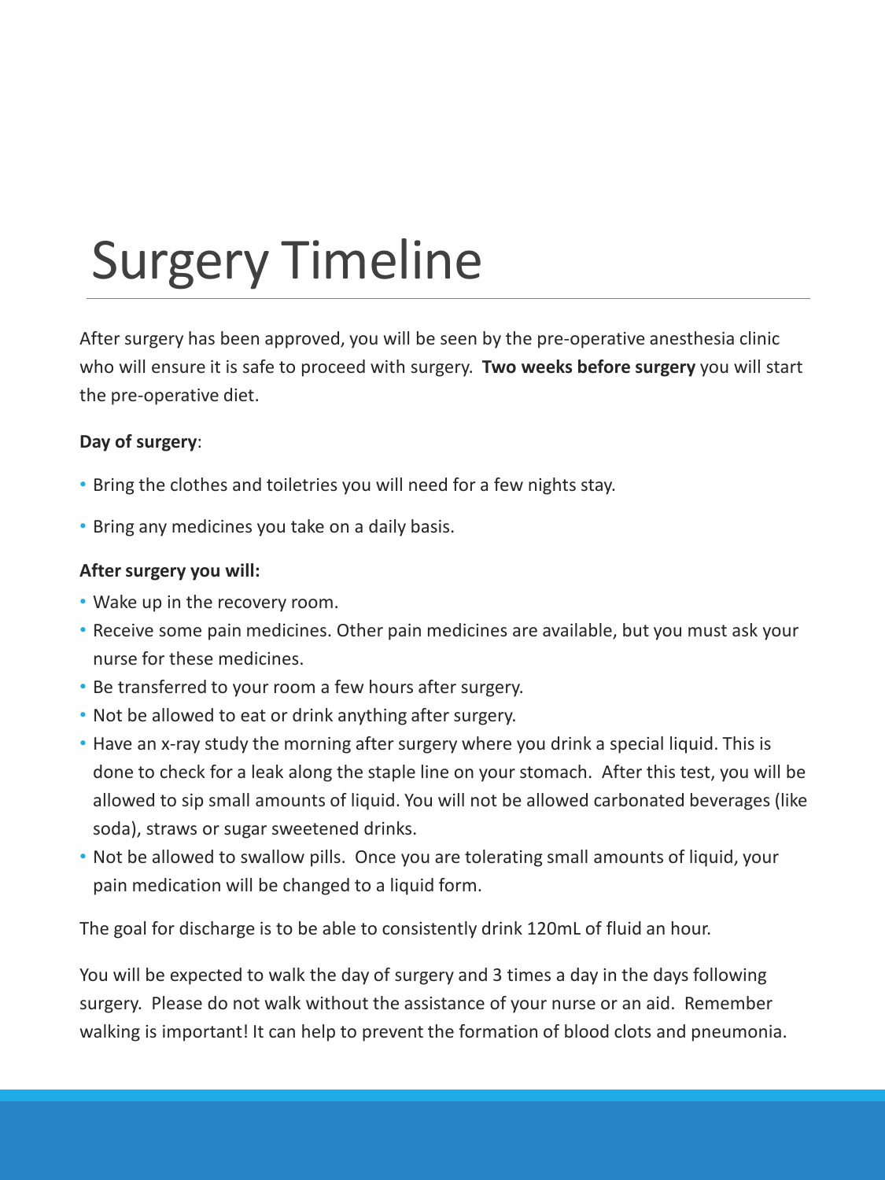# Surgery Timeline

After surgery has been approved, you will be seen by the pre-operative anesthesia clinic who will ensure it is safe to proceed with surgery. **Two weeks before surgery** you will start the pre-operative diet.

**Day of surgery**:

- Bring the clothes and toiletries you will need for a few nights stay.
- Bring any medicines you take on a daily basis.

**After surgery you will:**

- Wake up in the recovery room.
- Receive some pain medicines. Other pain medicines are available, but you must ask your nurse for these medicines.
- Be transferred to your room a few hours after surgery.
- Not be allowed to eat or drink anything after surgery.
- Have an x-ray study the morning after surgery where you drink a special liquid. This is done to check for a leak along the staple line on your stomach. After this test, you will be allowed to sip small amounts of liquid. You will not be allowed carbonated beverages (like soda), straws or sugar sweetened drinks.
- Not be allowed to swallow pills. Once you are tolerating small amounts of liquid, your pain medication will be changed to a liquid form.

The goal for discharge is to be able to consistently drink 120mL of fluid an hour.

You will be expected to walk the day of surgery and 3 times a day in the days following surgery. Please do not walk without the assistance of your nurse or an aid. Remember walking is important! It can help to prevent the formation of blood clots and pneumonia.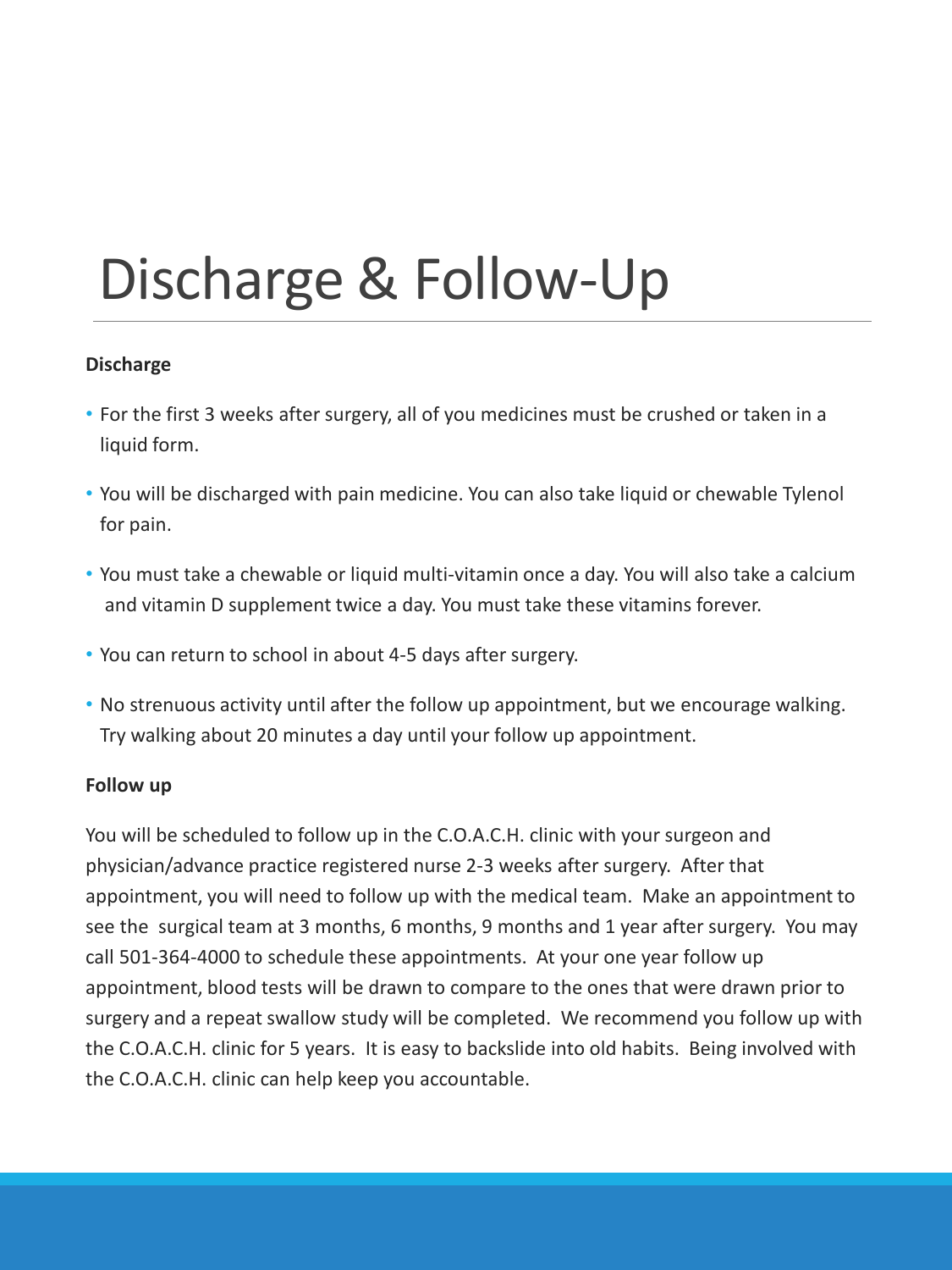# Discharge & Follow-Up

**Discharge**

- For the first 3 weeks after surgery, all of you medicines must be crushed or taken in a liquid form.
- You will be discharged with pain medicine. You can also take liquid or chewable Tylenol for pain.
- You must take a chewable or liquid multi-vitamin once a day. You will also take a calcium and vitamin D supplement twice a day. You must take these vitamins forever.
- You can return to school in about 4-5 days after surgery.
- No strenuous activity until after the follow up appointment, but we encourage walking. Try walking about 20 minutes a day until your follow up appointment.

**Follow up**

You will be scheduled to follow up in the C.O.A.C.H. clinic with your surgeon and physician/advance practice registered nurse 2-3 weeks after surgery. After that appointment, you will need to follow up with the medical team. Make an appointment to see the surgical team at 3 months, 6 months, 9 months and 1 year after surgery. You may call 501-364-4000 to schedule these appointments. At your one year follow up appointment, blood tests will be drawn to compare to the ones that were drawn prior to surgery and a repeat swallow study will be completed. We recommend you follow up with the C.O.A.C.H. clinic for 5 years. It is easy to backslide into old habits. Being involved with the C.O.A.C.H. clinic can help keep you accountable.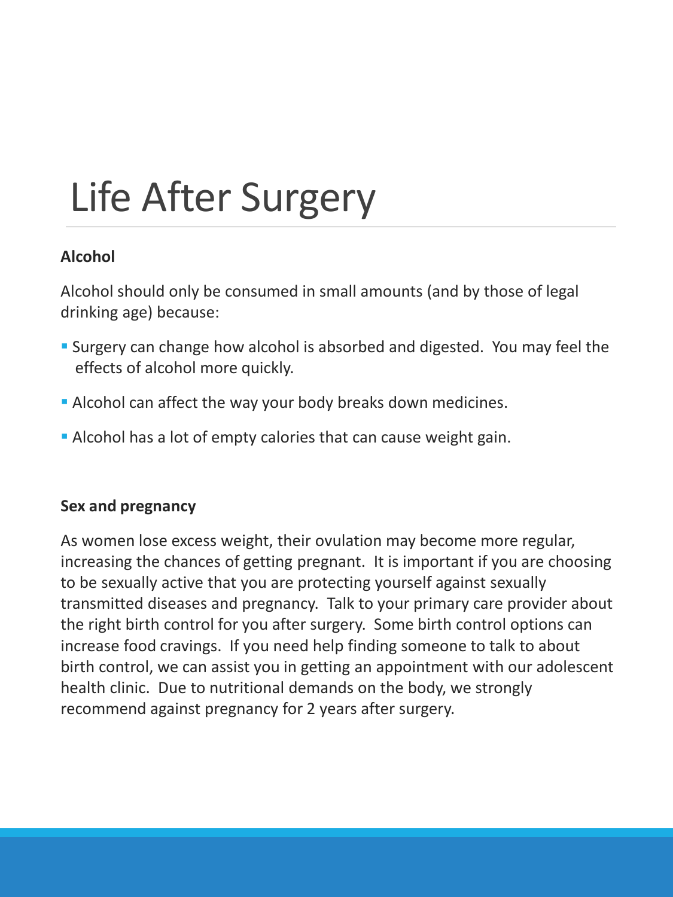# Life After Surgery

**Alcohol**

Alcohol should only be consumed in small amounts (and by those of legal drinking age) because:

- Surgery can change how alcohol is absorbed and digested. You may feel the effects of alcohol more quickly.
- Alcohol can affect the way your body breaks down medicines.
- Alcohol has a lot of empty calories that can cause weight gain.

**Sex and pregnancy**

As women lose excess weight, their ovulation may become more regular, increasing the chances of getting pregnant. It is important if you are choosing to be sexually active that you are protecting yourself against sexually transmitted diseases and pregnancy. Talk to your primary care provider about the right birth control for you after surgery. Some birth control options can increase food cravings. If you need help finding someone to talk to about birth control, we can assist you in getting an appointment with our adolescent health clinic. Due to nutritional demands on the body, we strongly recommend against pregnancy for 2 years after surgery.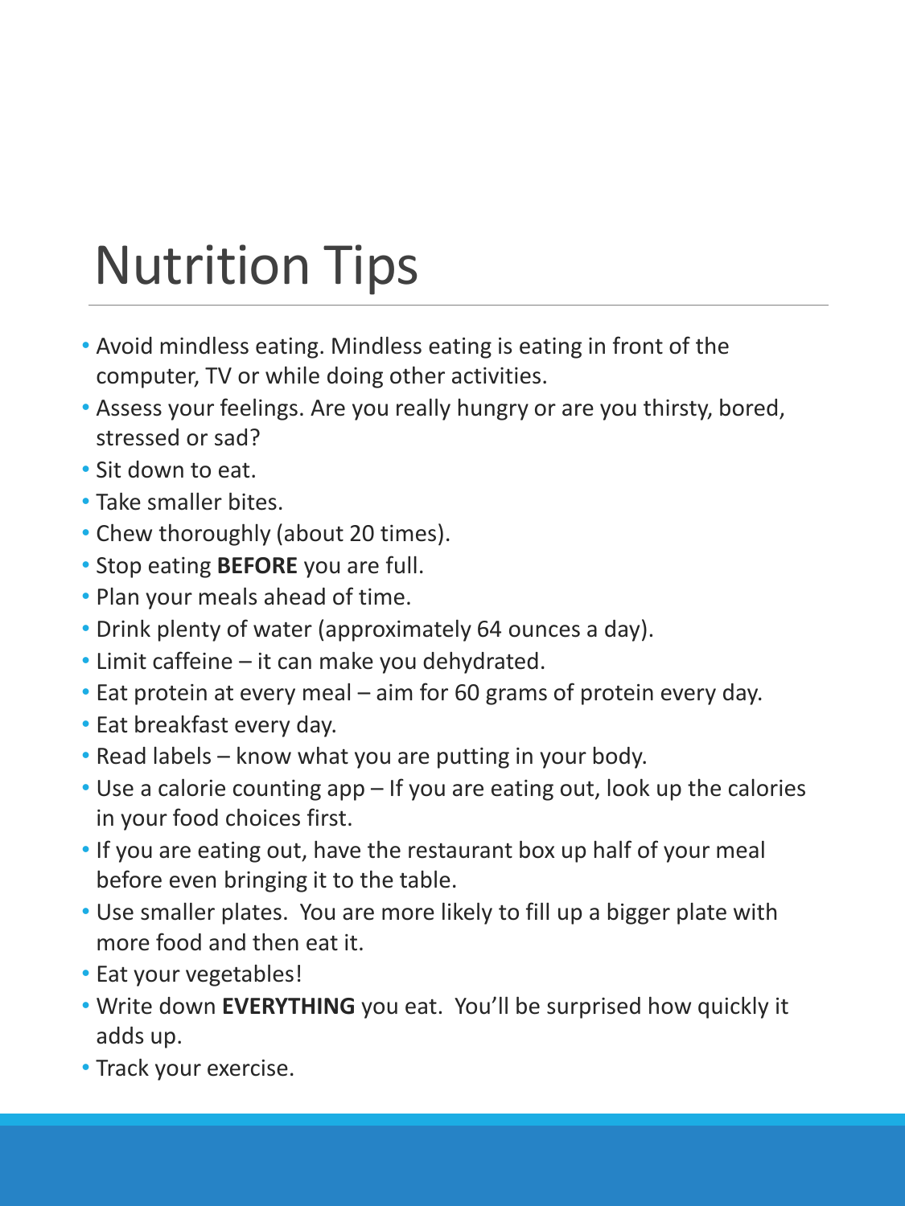# Nutrition Tips

- Avoid mindless eating. Mindless eating is eating in front of the computer, TV or while doing other activities.
- Assess your feelings. Are you really hungry or are you thirsty, bored, stressed or sad?
- Sit down to eat.
- Take smaller bites.
- Chew thoroughly (about 20 times).
- Stop eating **BEFORE** you are full.
- Plan your meals ahead of time.
- Drink plenty of water (approximately 64 ounces a day).
- Limit caffeine – it can make you dehydrated.
- Eat protein at every meal – aim for 60 grams of protein every day.
- Eat breakfast every day.
- Read labels – know what you are putting in your body.
- Use a calorie counting app – If you are eating out, look up the calories in your food choices first.
- If you are eating out, have the restaurant box up half of your meal before even bringing it to the table.
- Use smaller plates. You are more likely to fill up a bigger plate with more food and then eat it.
- Eat your vegetables!
- Write down **EVERYTHING** you eat. You'll be surprised how quickly it adds up.
- Track your exercise.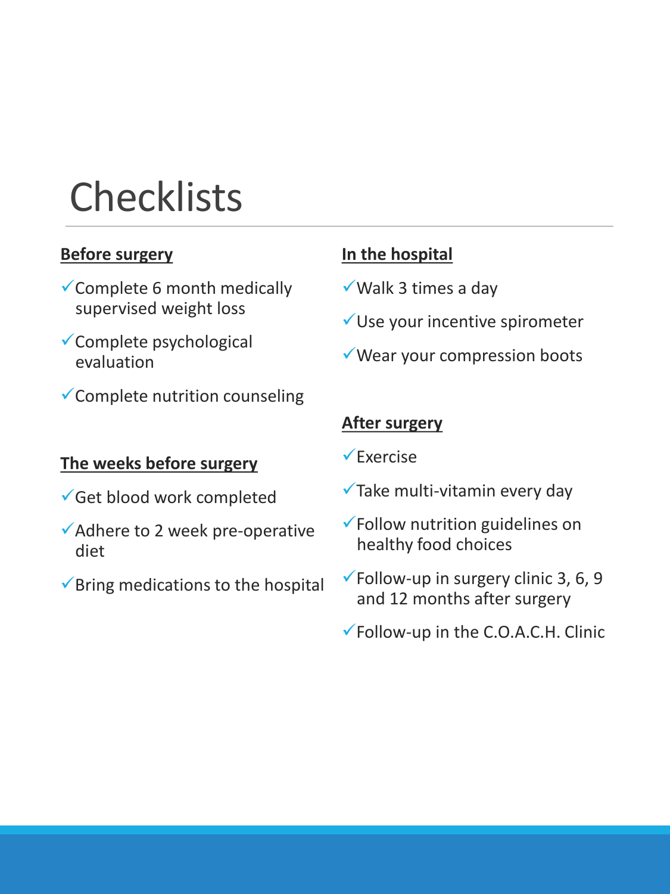# Checklists

**Before surgery**

- ✓ Complete 6 month medically supervised weight loss
- ✓ Complete psychological evaluation
- ✓ Complete nutrition counseling

**The weeks before surgery**

- ✓ Get blood work completed
- ✓ Adhere to 2 week pre-operative diet
- ✓ Bring medications to the hospital

**In the hospital**

- ✓ Walk 3 times a day
- ✓ Use your incentive spirometer
- ✓ Wear your compression boots

**After surgery**

- ✓ Exercise
- ✓ Take multi-vitamin every day
- ✓ Follow nutrition guidelines on healthy food choices
- ✓ Follow-up in surgery clinic 3, 6, 9 and 12 months after surgery
- ✓ Follow-up in the C.O.A.C.H. Clinic